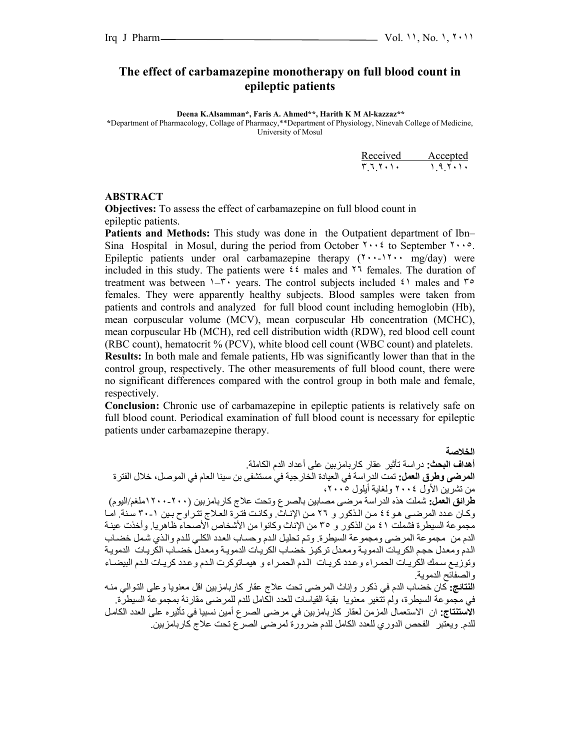# The effect of carbamazepine monotherapy on full blood count in epileptic patients

**Deena K.Alsamman*, Faris A. Ahmed**, Harith K M Al-kazzaz****

*Department of Pharmacology, College of Pharmacy,**Department of Physiology, Ninevah College of Medicine, University of Mosul

| Received | Accepted |
|---|---|
| ٣.٦.٢٠١٠ | ١.٩.٢٠١٠ |

## ABSTRACT

**Objectives:** To assess the effect of carbamazepine on full blood count in epileptic patients.

**Patients and Methods:** This study was done in the Outpatient department of Ibn–Sina Hospital in Mosul, during the period from October ٢٠٠٤ to September ٢٠٠٥. Epileptic patients under oral carbamazepine therapy (٢٠٠-١٢٠٠ mg/day) were included in this study. The patients were ٤٤ males and ٢٦ females. The duration of treatment was between ١–٣٠ years. The control subjects included ٤١ males and ٣٥ females. They were apparently healthy subjects. Blood samples were taken from patients and controls and analyzed for full blood count including hemoglobin (Hb), mean corpuscular volume (MCV), mean corpuscular Hb concentration (MCHC), mean corpuscular Hb (MCH), red cell distribution width (RDW), red blood cell count (RBC count), hematocrit % (PCV), white blood cell count (WBC count) and platelets.

**Results:** In both male and female patients, Hb was significantly lower than that in the control group, respectively. The other measurements of full blood count, there were no significant differences compared with the control group in both male and female, respectively.

**Conclusion:** Chronic use of carbamazepine in epileptic patients is relatively safe on full blood count. Periodical examination of full blood count is necessary for epileptic patients under carbamazepine therapy.

## الخلاصة

**أهداف البحث:** دراسة تأثير عقار كاربامزبين على أعداد الدم الكاملة.

**المرضى وطرق العمل:** تمت الدراسة في العيادة الخارجية في مستشفى بن سينا العام في الموصل، خلال الفترة من تشرين الأول ٢٠٠٤ ولغاية أيلول ٢٠٠٥،

**طرائق العمل:** شملت هذه الدراسة مرضى مصابين بالصرع وتحت علاج كاربامزبين (٢٠٠-١٢٠٠ملغم/اليوم) وكان عدد المرضى هو ٤٤ من الذكور و ٢٦ من الإناث. وكانت فترة العلاج تتراوح بين ١-٣٠ سنة. اما مجموعة السيطرة فشملت ٤١ من الذكور و ٣٥ من الإناث وكانوا من الأشخاص الأصحاء ظاهريا. وأخذت عينة الدم من مجموعة المرضى ومجموعة السيطرة. وتم تحليل الدم وحساب العدد الكلي للدم والذي شمل خضاب الدم ومعدل حجم الكريات الدموية ومعدل تركيز خضاب الكريات الدموية ومعدل خضاب الكريات الدموية وتوزيع سمك الكريات الحمراء وعدد كريات الدم الحمراء و هيماتوكرت الدم وعدد كريات الدم البيضاء والصفائح الدموية.

**النتائج:** كان خضاب الدم في ذكور وإناث المرضى تحت علاج عقار كاربامزبين اقل معنويا وعلى التوالي منه في مجموعة السيطرة، ولم تتغير معنويا بقية القياسات للعدد الكامل للدم للمرضى مقارنة بمجموعة السيطرة.

**الاستنتاج:** ان الاستعمال المزمن لعقار كاربامزبين في مرضى الصرع أمين نسبيا في تأثيره على العدد الكامل للدم. ويعتبر الفحص الدوري للعدد الكامل للدم ضرورة لمرضى الصرع تحت علاج كاربامزبين.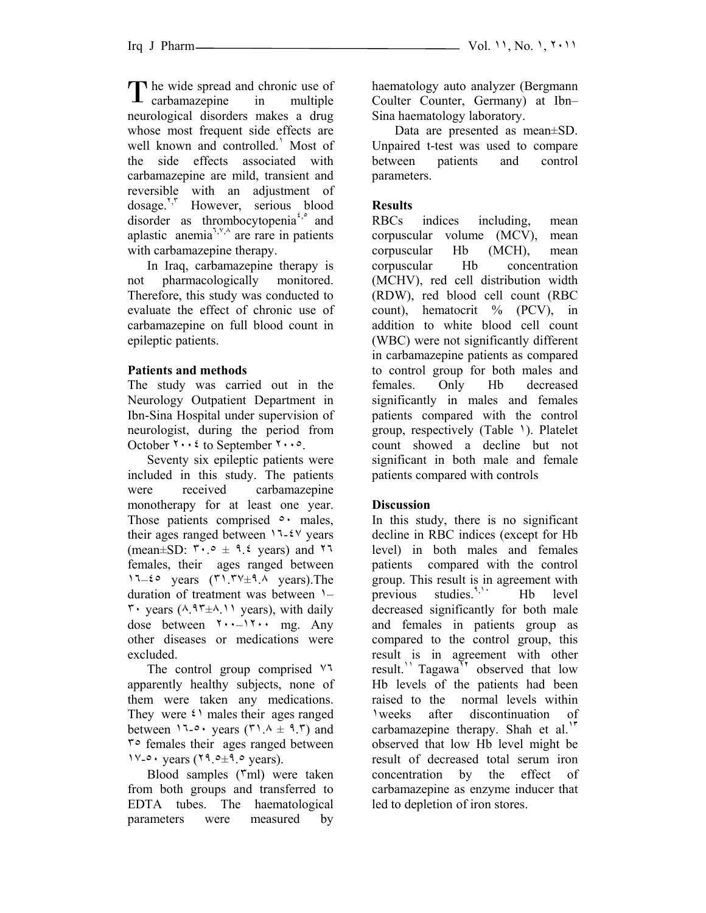The wide spread and chronic use of carbamazepine in multiple neurological disorders makes a drug whose most frequent side effects are well known and controlled.[1] Most of the side effects associated with carbamazepine are mild, transient and reversible with an adjustment of dosage.[2,3] However, serious blood disorder as thrombocytopenia[4,5] and aplastic anemia[6,7,8] are rare in patients with carbamazepine therapy.

In Iraq, carbamazepine therapy is not pharmacologically monitored. Therefore, this study was conducted to evaluate the effect of chronic use of carbamazepine on full blood count in epileptic patients.

**Patients and methods**

The study was carried out in the Neurology Outpatient Department in Ibn-Sina Hospital under supervision of neurologist, during the period from October ٢٠٠٤ to September ٢٠٠٥.

Seventy six epileptic patients were included in this study. The patients were received carbamazepine monotherapy for at least one year. Those patients comprised ٥٠ males, their ages ranged between ١٦-٤٧ years (mean±SD: ٣٠.٥ ± ٩.٤ years) and ٢٦ females, their ages ranged between ١٦–٤٥ years (٣١.٣٧±٩.٨ years).The duration of treatment was between ١–٣٠ years (٨.٩٣±٨.١١ years), with daily dose between ٢٠٠–١٢٠٠ mg. Any other diseases or medications were excluded.

The control group comprised ٧٦ apparently healthy subjects, none of them were taken any medications. They were ٤١ males their ages ranged between ١٦-٥٠ years (٣١.٨ ± ٩.٣) and ٣٥ females their ages ranged between ١٧-٥٠ years (٢٩.٥±٩.٥ years).

Blood samples (٣ml) were taken from both groups and transferred to EDTA tubes. The haematological parameters were measured by haematology auto analyzer (Bergmann Coulter Counter, Germany) at Ibn–Sina haematology laboratory.

Data are presented as mean±SD. Unpaired t-test was used to compare between patients and control parameters.

**Results**

RBCs indices including, mean corpuscular volume (MCV), mean corpuscular Hb (MCH), mean corpuscular Hb concentration (MCHV), red cell distribution width (RDW), red blood cell count (RBC count), hematocrit % (PCV), in addition to white blood cell count (WBC) were not significantly different in carbamazepine patients as compared to control group for both males and females. Only Hb decreased significantly in males and females patients compared with the control group, respectively (Table ١). Platelet count showed a decline but not significant in both male and female patients compared with controls

**Discussion**

In this study, there is no significant decline in RBC indices (except for Hb level) in both males and females patients compared with the control group. This result is in agreement with previous studies.[9,10] Hb level decreased significantly for both male and females in patients group as compared to the control group, this result is in agreement with other result.[11] Tagawa[12] observed that low Hb levels of the patients had been raised to the normal levels within ١weeks after discontinuation of carbamazepine therapy. Shah et al.[13] observed that low Hb level might be result of decreased total serum iron concentration by the effect of carbamazepine as enzyme inducer that led to depletion of iron stores.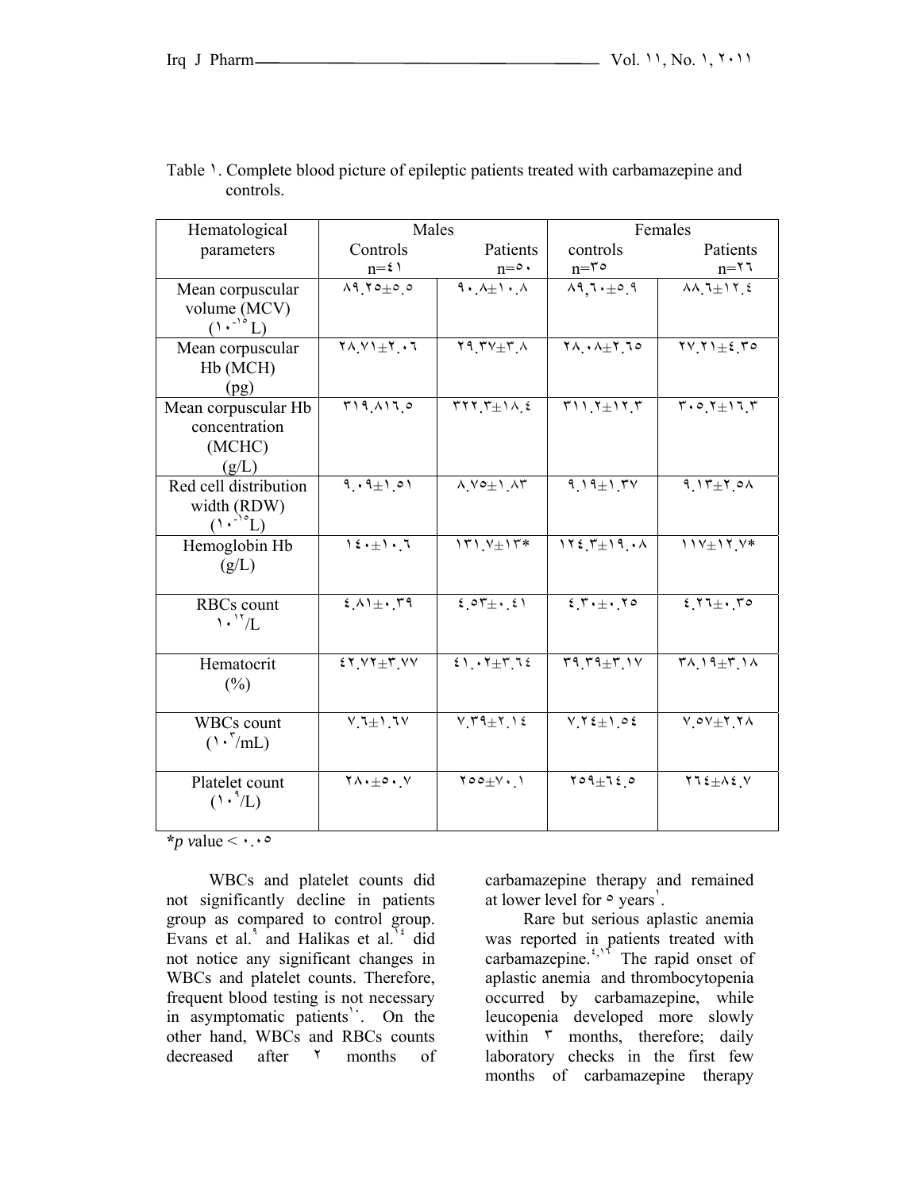Table ١. Complete blood picture of epileptic patients treated with carbamazepine and controls.

| Hematological parameters | Males | | Females | |
|---|---|---|---|---|
| | Controls n=٤١ | Patients n=٥٠ | controls n=٣٥ | Patients n=٢٦ |
| Mean corpuscular volume (MCV) (١٠⁻¹⁵ L) | ٨٩.٢٥±٥.٥ | ٩٠.٨±١٠.٨ | ٨٩.٦٠±٥.٩ | ٨٨.٦±١٢.٤ |
| Mean corpuscular Hb (MCH) (pg) | ٢٨.٧١±٢.٠٦ | ٢٩.٣٧±٣.٨ | ٢٨.٠٨±٢.٦٥ | ٢٧.٢١±٤.٣٥ |
| Mean corpuscular Hb concentration (MCHC) (g/L) | ٣١٩.٨١٦.٥ | ٣٢٢.٣±١٨.٤ | ٣١١.٢±١٢.٣ | ٣٠٥.٢±١٦.٣ |
| Red cell distribution width (RDW) (١٠⁻¹⁵L) | ٩.٠٩±١.٥١ | ٨.٧٥±١.٨٣ | ٩.١٩±١.٣٧ | ٩.١٣±٢.٥٨ |
| Hemoglobin Hb (g/L) | ١٤٠±١٠.٦ | ١٣١.٧±١٣* | ١٢٤.٣±١٩.٠٨ | ١١٧±١٢.٧* |
| RBCs count ١٠¹²/L | ٤.٨١±٠.٣٩ | ٤.٥٣±٠.٤١ | ٤.٣٠±٠.٢٥ | ٤.٢٦±٠.٣٥ |
| Hematocrit (%) | ٤٢.٧٢±٣.٧٧ | ٤١.٠٢±٣.٦٤ | ٣٩.٣٩±٣.١٧ | ٣٨.١٩±٣.١٨ |
| WBCs count (١٠³/mL) | ٧.٦±١.٦٧ | ٧.٣٩±٢.١٤ | ٧.٢٤±١.٥٤ | ٧.٥٧±٢.٢٨ |
| Platelet count (١٠⁹/L) | ٢٨٠±٥٠.٧ | ٢٥٥±٧٠.١ | ٢٥٩±٦٤.٥ | ٢٦٤±٨٤.٧ |

**\****p* value < ٠.٠٥

WBCs and platelet counts did not significantly decline in patients group as compared to control group. Evans et al.[٩] and Halikas et al.[١٤] did not notice any significant changes in WBCs and platelet counts. Therefore, frequent blood testing is not necessary in asymptomatic patients[١٠]. On the other hand, WBCs and RBCs counts decreased after ٢ months of carbamazepine therapy and remained at lower level for ٥ years[١].

Rare but serious aplastic anemia was reported in patients treated with carbamazepine.[٤,١٢] The rapid onset of aplastic anemia and thrombocytopenia occurred by carbamazepine, while leucopenia developed more slowly within ٣ months, therefore; daily laboratory checks in the first few months of carbamazepine therapy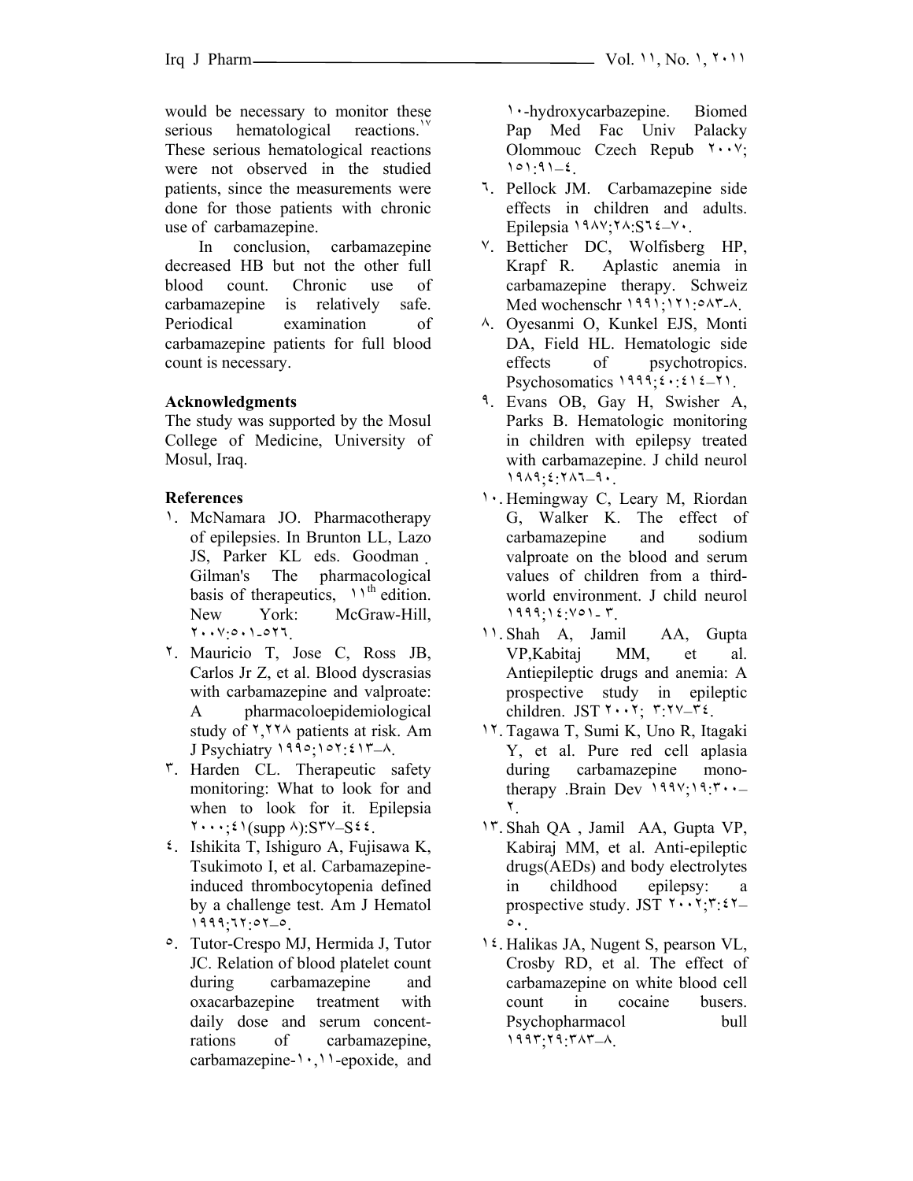would be necessary to monitor these serious hematological reactions.[17] These serious hematological reactions were not observed in the studied patients, since the measurements were done for those patients with chronic use of carbamazepine.

In conclusion, carbamazepine decreased HB but not the other full blood count. Chronic use of carbamazepine is relatively safe. Periodical examination of carbamazepine patients for full blood count is necessary.

**Acknowledgments**

The study was supported by the Mosul College of Medicine, University of Mosul, Iraq.

**References**

١. McNamara JO. Pharmacotherapy of epilepsies. In Brunton LL, Lazo JS, Parker KL eds. Goodman ، Gilman's The pharmacological basis of therapeutics, ١١th edition. New York: McGraw-Hill, ٢٠٠٧:٥٠١-٥٢٦.
٢. Mauricio T, Jose C, Ross JB, Carlos Jr Z, et al. Blood dyscrasias with carbamazepine and valproate: A pharmacoloepidemiological study of ٢,٢٢٨ patients at risk. Am J Psychiatry ١٩٩٥;١٥٢:٤١٣–٨.
٣. Harden CL. Therapeutic safety monitoring: What to look for and when to look for it. Epilepsia ٢٠٠٠;٤١(supp ٨):S٣٧–S٤٤.
٤. Ishikita T, Ishiguro A, Fujisawa K, Tsukimoto I, et al. Carbamazepine-induced thrombocytopenia defined by a challenge test. Am J Hematol ١٩٩٩;٦٢:٥٢–٥.
٥. Tutor-Crespo MJ, Hermida J, Tutor JC. Relation of blood platelet count during carbamazepine and oxacarbazepine treatment with daily dose and serum concentrations of carbamazepine, carbamazepine-١٠,١١-epoxide, and ١٠-hydroxycarbazepine. Biomed Pap Med Fac Univ Palacky Olommouc Czech Repub ٢٠٠٧; ١٥١:٩١–٤.
٦. Pellock JM. Carbamazepine side effects in children and adults. Epilepsia ١٩٨٧;٢٨:S٦٤–٧٠.
٧. Betticher DC, Wolfisberg HP, Krapf R. Aplastic anemia in carbamazepine therapy. Schweiz Med wochenschr ١٩٩١;١٢١:٥٨٣-٨.
٨. Oyesanmi O, Kunkel EJS, Monti DA, Field HL. Hematologic side effects of psychotropics. Psychosomatics ١٩٩٩;٤٠:٤١٤–٢١.
٩. Evans OB, Gay H, Swisher A, Parks B. Hematologic monitoring in children with epilepsy treated with carbamazepine. J child neurol ١٩٨٩;٤:٢٨٦–٩٠.
١٠. Hemingway C, Leary M, Riordan G, Walker K. The effect of carbamazepine and sodium valproate on the blood and serum values of children from a third-world environment. J child neurol ١٩٩٩;١٤:٧٥١- ٣.
١١. Shah A, Jamil AA, Gupta VP,Kabitaj MM, et al. Antiepileptic drugs and anemia: A prospective study in epileptic children. JST ٢٠٠٢; ٣:٢٧–٣٤.
١٢. Tagawa T, Sumi K, Uno R, Itagaki Y, et al. Pure red cell aplasia during carbamazepine mono-therapy .Brain Dev ١٩٩٧;١٩:٣٠٠–٢.
١٣. Shah QA , Jamil AA, Gupta VP, Kabiraj MM, et al. Anti-epileptic drugs(AEDs) and body electrolytes in childhood epilepsy: a prospective study. JST ٢٠٠٢;٣:٤٢–٥٠.
١٤. Halikas JA, Nugent S, pearson VL, Crosby RD, et al. The effect of carbamazepine on white blood cell count in cocaine busers. Psychopharmacol bull ١٩٩٣;٢٩:٣٨٣–٨.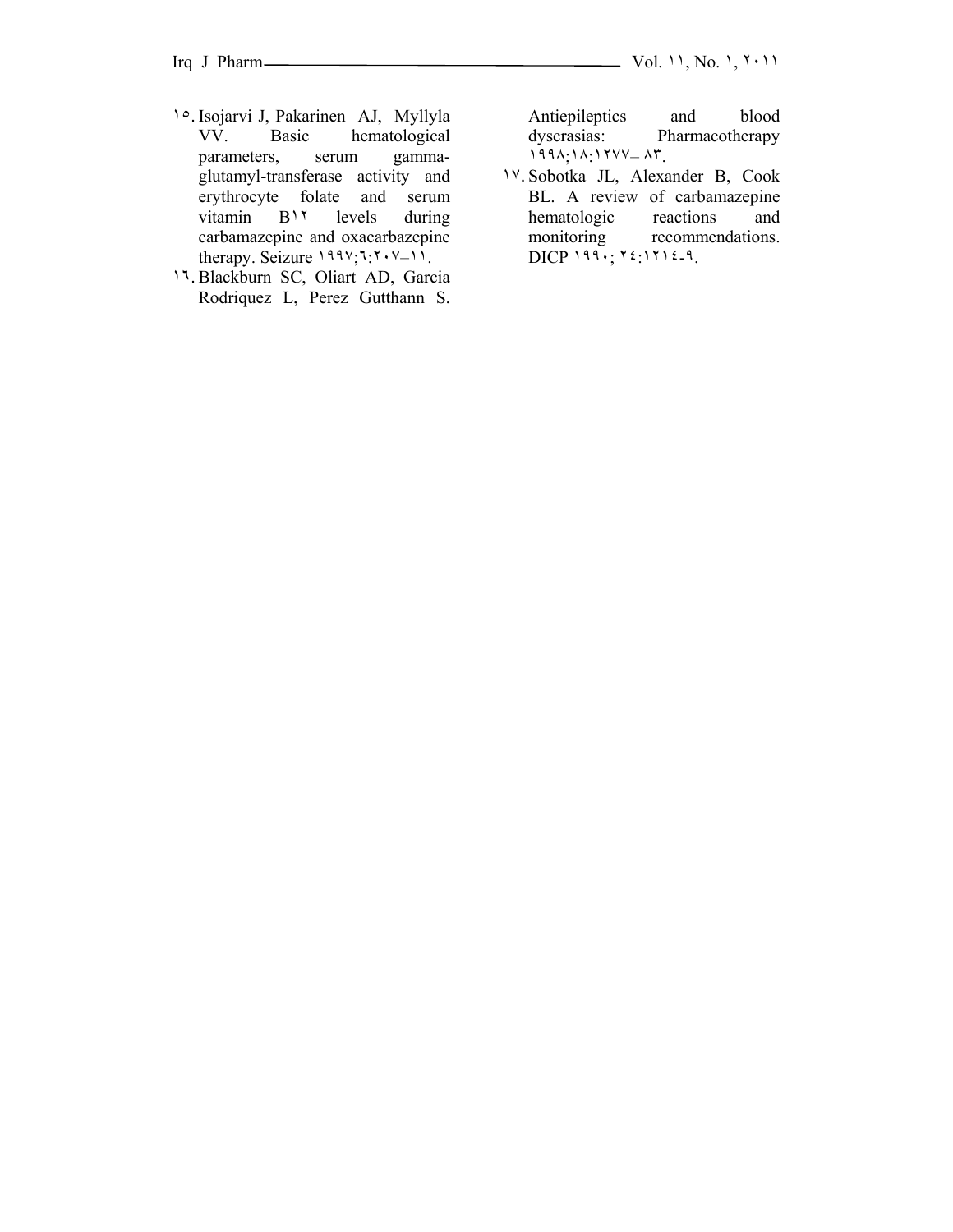١٥. Isojarvi J, Pakarinen AJ, Myllyla VV. Basic hematological parameters, serum gamma-glutamyl-transferase activity and erythrocyte folate and serum vitamin B١٢ levels during carbamazepine and oxacarbazepine therapy. Seizure ١٩٩٧;٦:٢٠٧–١١.

١٦. Blackburn SC, Oliart AD, Garcia Rodriquez L, Perez Gutthann S. Antiepileptics and blood dyscrasias: Pharmacotherapy ١٩٩٨;١٨:١٢٧٧– ٨٣.

١٧. Sobotka JL, Alexander B, Cook BL. A review of carbamazepine hematologic reactions and monitoring recommendations. DICP ١٩٩٠; ٢٤:١٢١٤-٩.